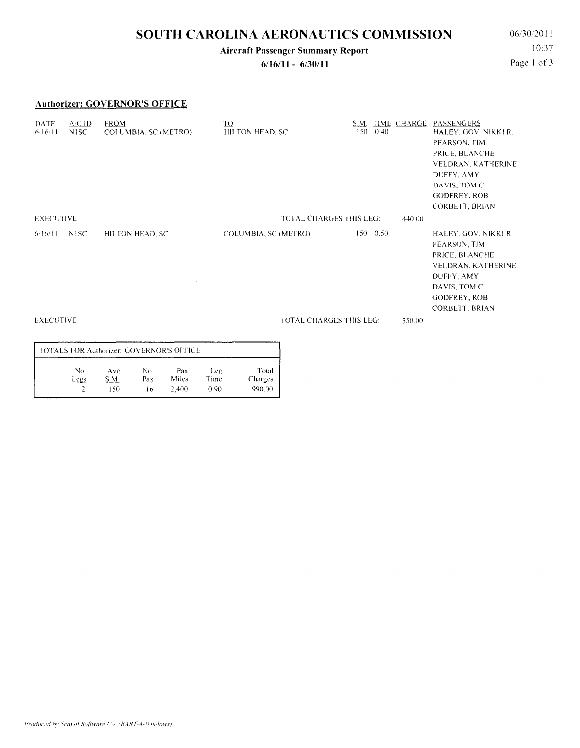# SOUTH CAROLINA AERONAUTICS COMMISSION

06/30/2011
10:37

**Aircraft Passenger Summary Report**

**6/16/11 - 6/30/11**

## Authorizer: GOVERNOR'S OFFICE

| DATE | A/C ID | FROM | TO | S.M. | TIME | CHARGE | PASSENGERS |
|---|---|---|---|---|---|---|---|
| 6/16/11 | N1SC | COLUMBIA, SC (METRO) | HILTON HEAD, SC | 150 | 0.40 | | HALEY, GOV. NIKKI R.<br>PEARSON, TIM<br>PRICE, BLANCHE<br>VELDRAN, KATHERINE<br>DUFFY, AMY<br>DAVIS, TOM C<br>GODFREY, ROB<br>CORBETT, BRIAN |
| EXECUTIVE | | | TOTAL CHARGES THIS LEG: | | | 440.00 | |
| 6/16/11 | N1SC | HILTON HEAD, SC | COLUMBIA, SC (METRO) | 150 | 0.50 | | HALEY, GOV. NIKKI R.<br>PEARSON, TIM<br>PRICE, BLANCHE<br>VELDRAN, KATHERINE<br>DUFFY, AMY<br>DAVIS, TOM C<br>GODFREY, ROB<br>CORBETT, BRIAN |
| EXECUTIVE | | | TOTAL CHARGES THIS LEG: | | | 550.00 | |

**TOTALS FOR Authorizer: GOVERNOR'S OFFICE**

| No. Legs | Avg S.M. | No. Pax | Pax Miles | Leg Time | Total Charges |
|---|---|---|---|---|---|
| 2 | 150 | 16 | 2,400 | 0.90 | 990.00 |

*Produced by SeaGil Software Co. (BART-4-Windows)*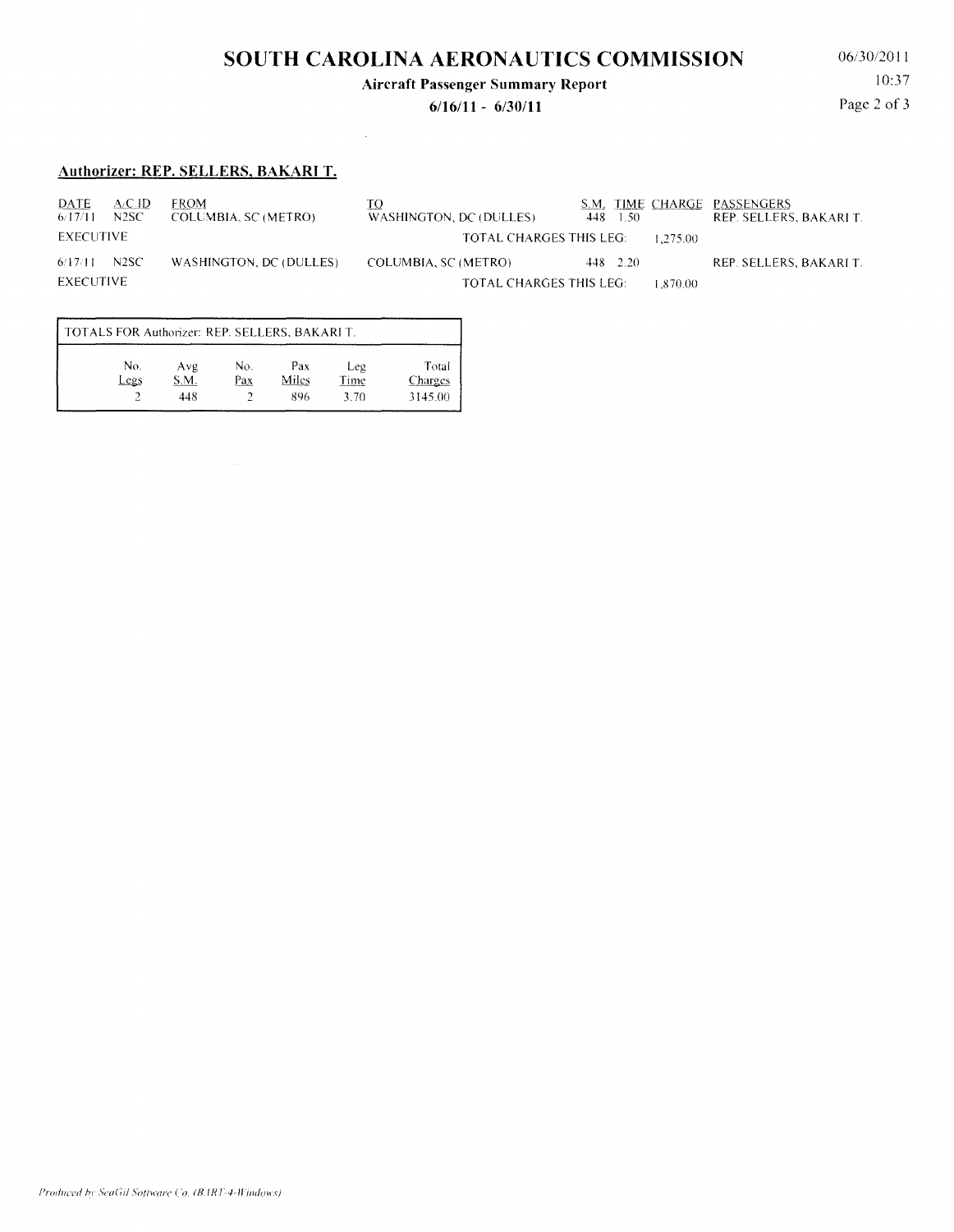# SOUTH CAROLINA AERONAUTICS COMMISSION

**Aircraft Passenger Summary Report**

**6/16/11 - 6/30/11**

06/30/2011
10:37

## Authorizer: REP. SELLERS, BAKARI T.

| DATE | A/C ID | FROM | TO | S.M. | TIME | CHARGE | PASSENGERS |
|---|---|---|---|---|---|---|---|
| 6/17/11 | N2SC | COLUMBIA, SC (METRO) | WASHINGTON, DC (DULLES) | 448 | 1.50 | | REP. SELLERS, BAKARI T. |
| EXECUTIVE | | | TOTAL CHARGES THIS LEG: | | | 1,275.00 | |
| 6/17/11 | N2SC | WASHINGTON, DC (DULLES) | COLUMBIA, SC (METRO) | 448 | 2.20 | | REP. SELLERS, BAKARI T. |
| EXECUTIVE | | | TOTAL CHARGES THIS LEG: | | | 1,870.00 | |

TOTALS FOR Authorizer: REP. SELLERS, BAKARI T.

| No. Legs | Avg S.M. | No. Pax | Pax Miles | Leg Time | Total Charges |
|---|---|---|---|---|---|
| 2 | 448 | 2 | 896 | 3.70 | 3145.00 |

*Produced by SeaGil Software Co. (BART-4-Windows)*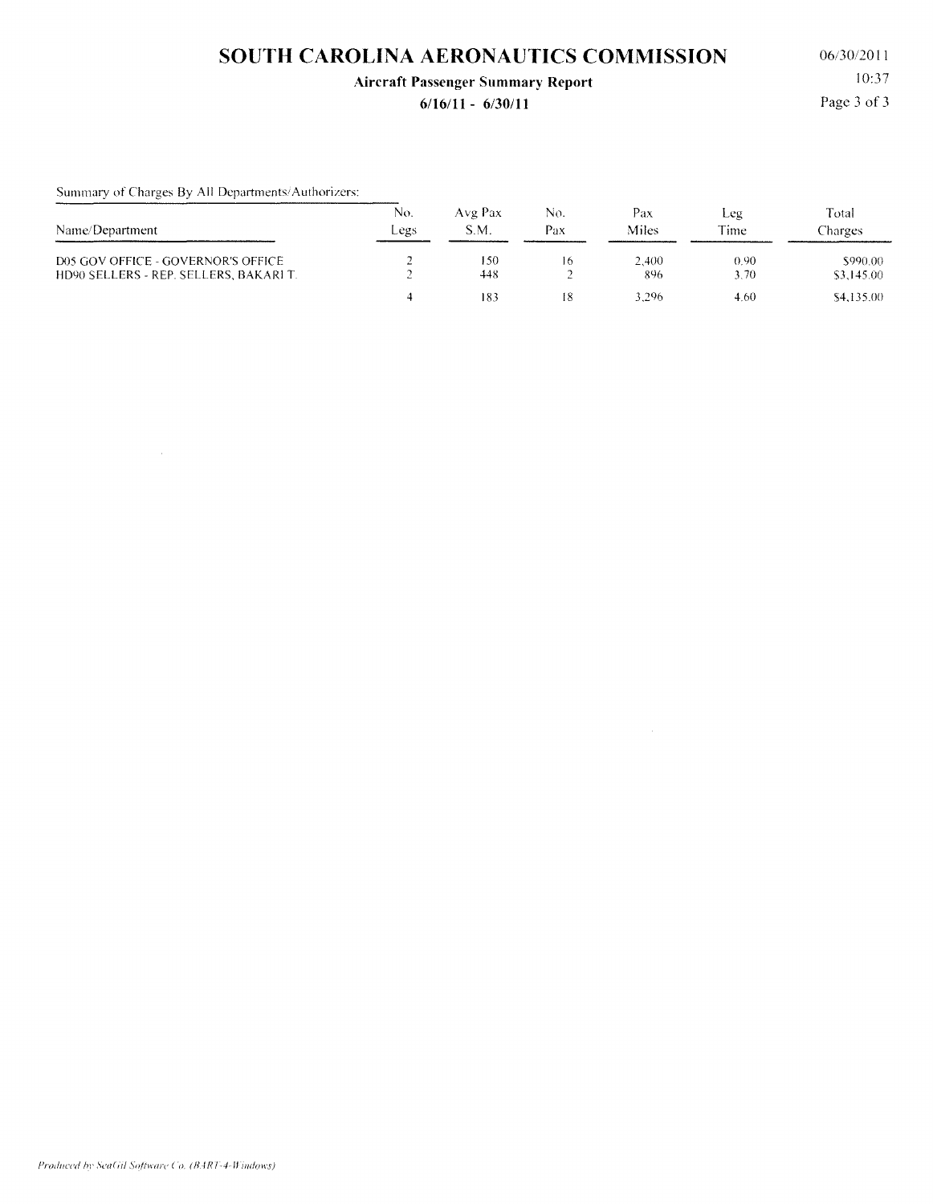# SOUTH CAROLINA AERONAUTICS COMMISSION

**Aircraft Passenger Summary Report**

**6/16/11 - 6/30/11**

06/30/2011

10:37

Summary of Charges By All Departments/Authorizers:

| Name/Department | No. Legs | Avg Pax S.M. | No. Pax | Pax Miles | Leg Time | Total Charges |
|---|---|---|---|---|---|---|
| D05 GOV OFFICE - GOVERNOR'S OFFICE | 2 | 150 | 16 | 2,400 | 0.90 | $990.00 |
| HD90 SELLERS - REP. SELLERS, BAKARI T. | 2 | 448 | 2 | 896 | 3.70 | $3,145.00 |
| | 4 | 183 | 18 | 3,296 | 4.60 | $4,135.00 |

*Produced by SeaGil Software Co. (BART-4-Windows)*